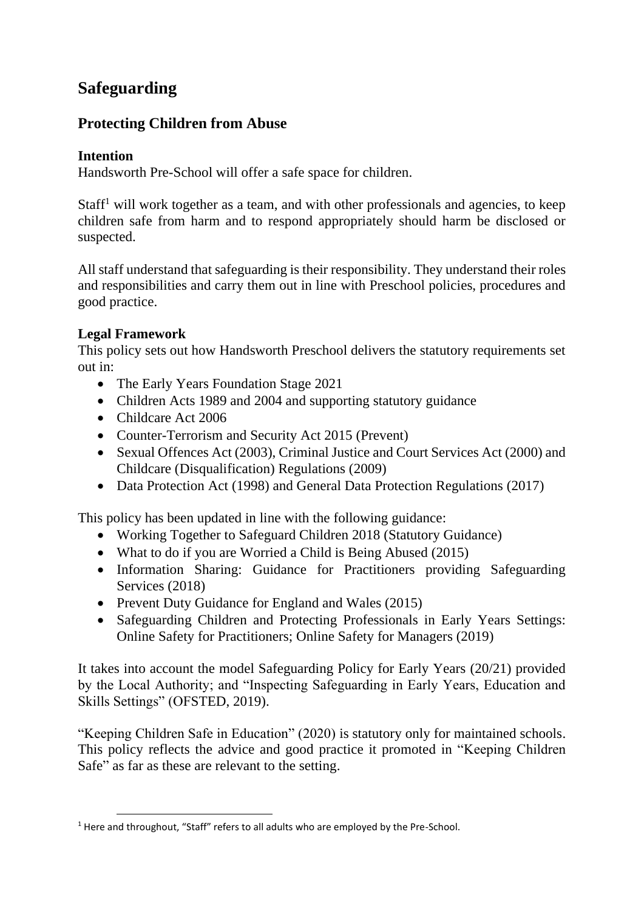# Safeguarding

## Protecting Children from Abuse

### Intention

Handsworth Pre-School will offer a safe space for children.

Staff[1] will work together as a team, and with other professionals and agencies, to keep children safe from harm and to respond appropriately should harm be disclosed or suspected.

All staff understand that safeguarding is their responsibility. They understand their roles and responsibilities and carry them out in line with Preschool policies, procedures and good practice.

### Legal Framework

This policy sets out how Handsworth Preschool delivers the statutory requirements set out in:

- The Early Years Foundation Stage 2021
- Children Acts 1989 and 2004 and supporting statutory guidance
- Childcare Act 2006
- Counter-Terrorism and Security Act 2015 (Prevent)
- Sexual Offences Act (2003), Criminal Justice and Court Services Act (2000) and Childcare (Disqualification) Regulations (2009)
- Data Protection Act (1998) and General Data Protection Regulations (2017)

This policy has been updated in line with the following guidance:

- Working Together to Safeguard Children 2018 (Statutory Guidance)
- What to do if you are Worried a Child is Being Abused (2015)
- Information Sharing: Guidance for Practitioners providing Safeguarding Services (2018)
- Prevent Duty Guidance for England and Wales (2015)
- Safeguarding Children and Protecting Professionals in Early Years Settings: Online Safety for Practitioners; Online Safety for Managers (2019)

It takes into account the model Safeguarding Policy for Early Years (20/21) provided by the Local Authority; and "Inspecting Safeguarding in Early Years, Education and Skills Settings" (OFSTED, 2019).

"Keeping Children Safe in Education" (2020) is statutory only for maintained schools. This policy reflects the advice and good practice it promoted in "Keeping Children Safe" as far as these are relevant to the setting.

---

[1] Here and throughout, "Staff" refers to all adults who are employed by the Pre-School.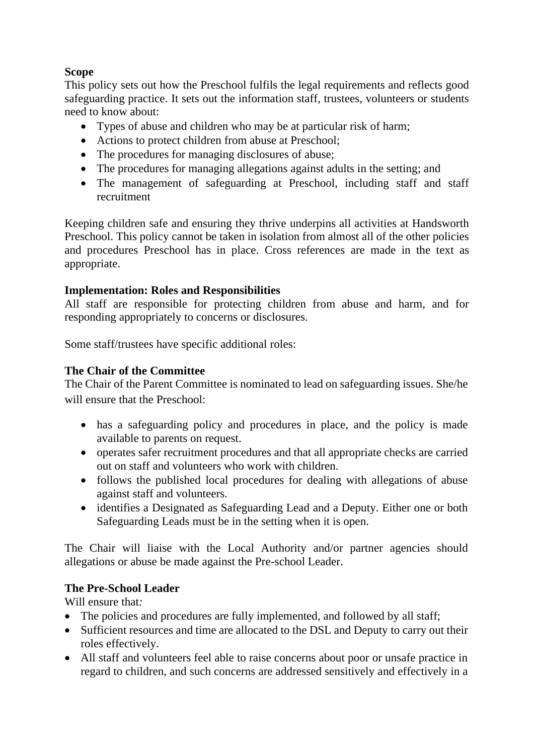**Scope**

This policy sets out how the Preschool fulfils the legal requirements and reflects good safeguarding practice. It sets out the information staff, trustees, volunteers or students need to know about:

- Types of abuse and children who may be at particular risk of harm;
- Actions to protect children from abuse at Preschool;
- The procedures for managing disclosures of abuse;
- The procedures for managing allegations against adults in the setting; and
- The management of safeguarding at Preschool, including staff and staff recruitment

Keeping children safe and ensuring they thrive underpins all activities at Handsworth Preschool. This policy cannot be taken in isolation from almost all of the other policies and procedures Preschool has in place. Cross references are made in the text as appropriate.

**Implementation: Roles and Responsibilities**

All staff are responsible for protecting children from abuse and harm, and for responding appropriately to concerns or disclosures.

Some staff/trustees have specific additional roles:

**The Chair of the Committee**

The Chair of the Parent Committee is nominated to lead on safeguarding issues. She/he will ensure that the Preschool:

- has a safeguarding policy and procedures in place, and the policy is made available to parents on request.
- operates safer recruitment procedures and that all appropriate checks are carried out on staff and volunteers who work with children.
- follows the published local procedures for dealing with allegations of abuse against staff and volunteers.
- identifies a Designated as Safeguarding Lead and a Deputy. Either one or both Safeguarding Leads must be in the setting when it is open.

The Chair will liaise with the Local Authority and/or partner agencies should allegations or abuse be made against the Pre-school Leader.

**The Pre-School Leader**

Will ensure that*:*

- The policies and procedures are fully implemented, and followed by all staff;
- Sufficient resources and time are allocated to the DSL and Deputy to carry out their roles effectively.
- All staff and volunteers feel able to raise concerns about poor or unsafe practice in regard to children, and such concerns are addressed sensitively and effectively in a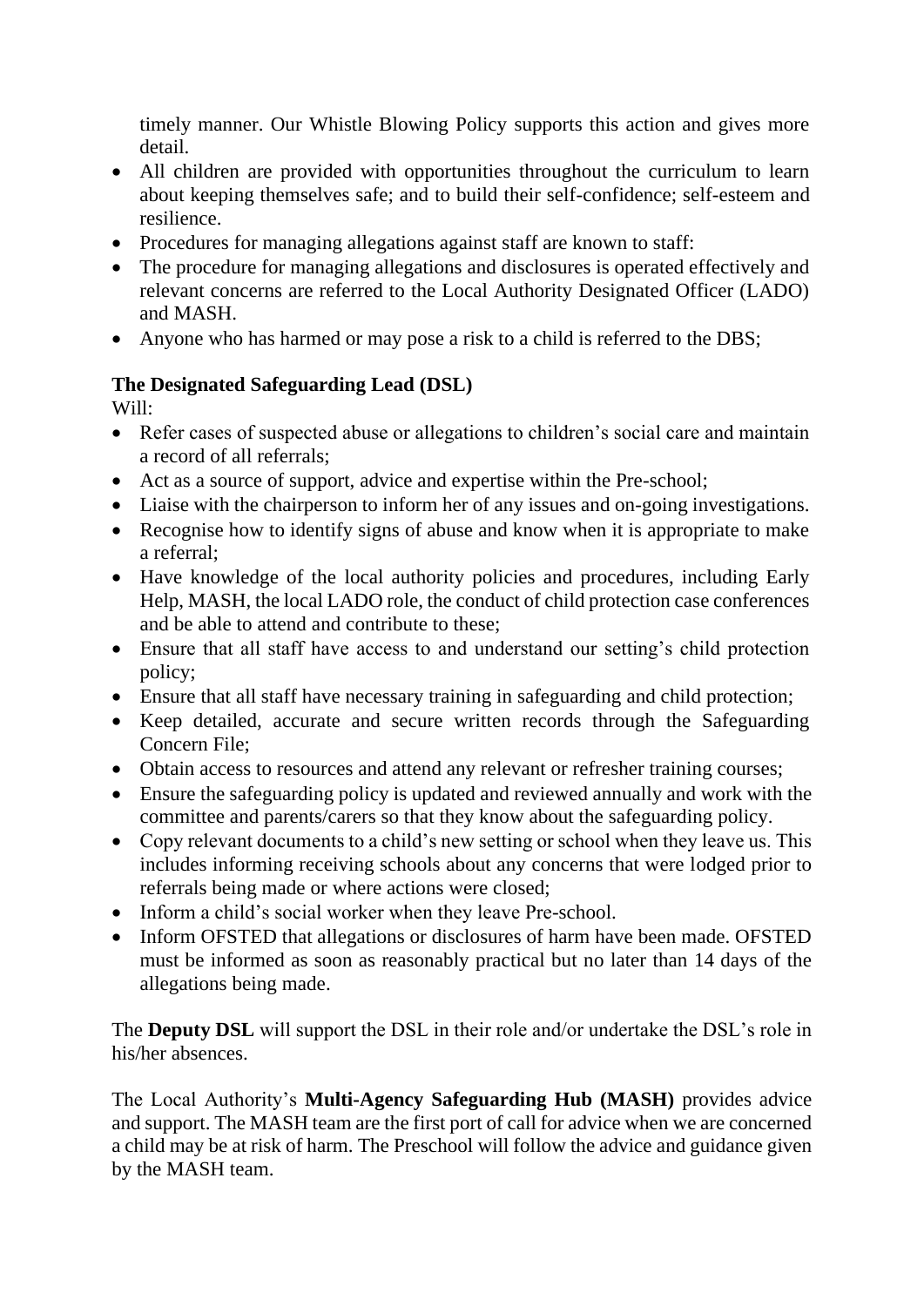timely manner. Our Whistle Blowing Policy supports this action and gives more detail.

- All children are provided with opportunities throughout the curriculum to learn about keeping themselves safe; and to build their self-confidence; self-esteem and resilience.
- Procedures for managing allegations against staff are known to staff:
- The procedure for managing allegations and disclosures is operated effectively and relevant concerns are referred to the Local Authority Designated Officer (LADO) and MASH.
- Anyone who has harmed or may pose a risk to a child is referred to the DBS;

**The Designated Safeguarding Lead (DSL)**

Will:

- Refer cases of suspected abuse or allegations to children's social care and maintain a record of all referrals;
- Act as a source of support, advice and expertise within the Pre-school;
- Liaise with the chairperson to inform her of any issues and on-going investigations.
- Recognise how to identify signs of abuse and know when it is appropriate to make a referral;
- Have knowledge of the local authority policies and procedures, including Early Help, MASH, the local LADO role, the conduct of child protection case conferences and be able to attend and contribute to these;
- Ensure that all staff have access to and understand our setting's child protection policy;
- Ensure that all staff have necessary training in safeguarding and child protection;
- Keep detailed, accurate and secure written records through the Safeguarding Concern File;
- Obtain access to resources and attend any relevant or refresher training courses;
- Ensure the safeguarding policy is updated and reviewed annually and work with the committee and parents/carers so that they know about the safeguarding policy.
- Copy relevant documents to a child's new setting or school when they leave us. This includes informing receiving schools about any concerns that were lodged prior to referrals being made or where actions were closed;
- Inform a child's social worker when they leave Pre-school.
- Inform OFSTED that allegations or disclosures of harm have been made. OFSTED must be informed as soon as reasonably practical but no later than 14 days of the allegations being made.

The **Deputy DSL** will support the DSL in their role and/or undertake the DSL's role in his/her absences.

The Local Authority's **Multi-Agency Safeguarding Hub (MASH)** provides advice and support. The MASH team are the first port of call for advice when we are concerned a child may be at risk of harm. The Preschool will follow the advice and guidance given by the MASH team.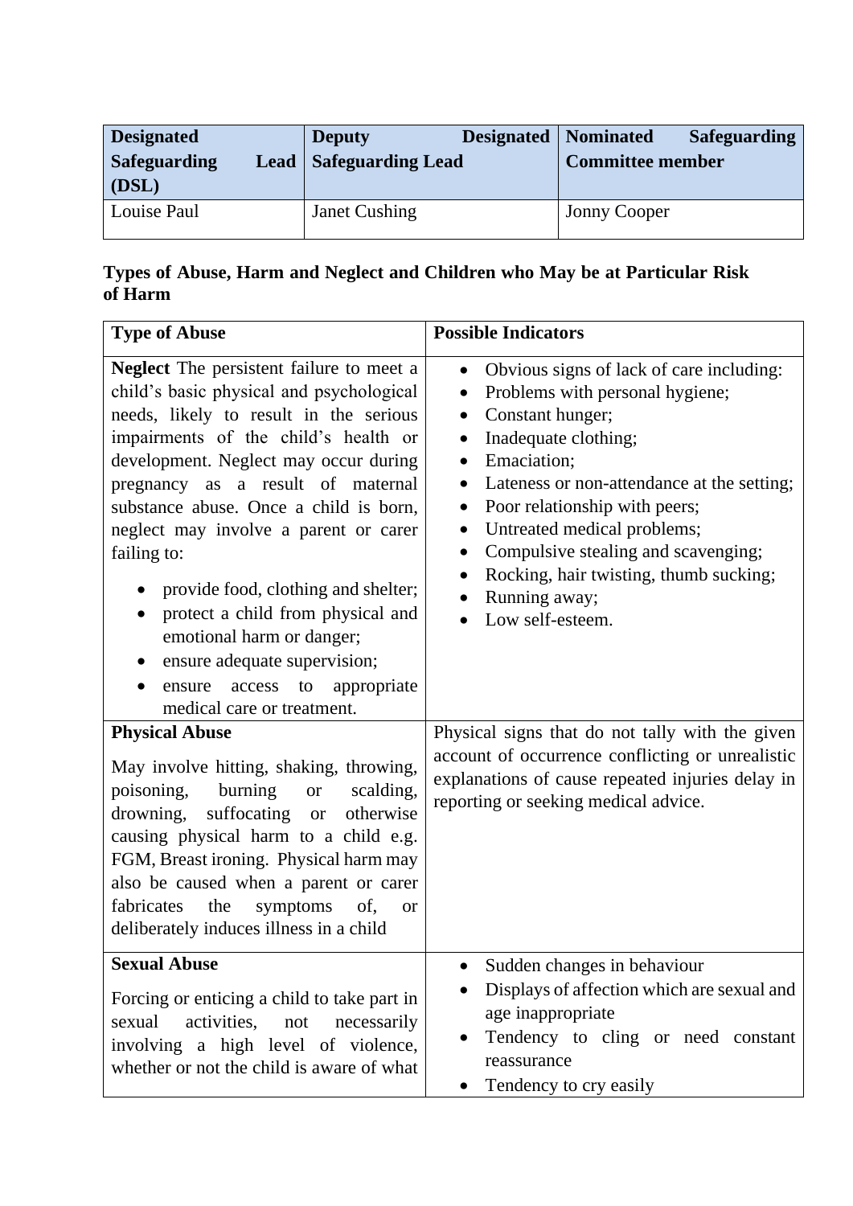| Designated Safeguarding Lead (DSL) | Deputy Designated Safeguarding Lead | Nominated Safeguarding Committee member |
|---|---|---|
| Louise Paul | Janet Cushing | Jonny Cooper |

**Types of Abuse, Harm and Neglect and Children who May be at Particular Risk of Harm**

| Type of Abuse | Possible Indicators |
|---|---|
| **Neglect** The persistent failure to meet a child's basic physical and psychological needs, likely to result in the serious impairments of the child's health or development. Neglect may occur during pregnancy as a result of maternal substance abuse. Once a child is born, neglect may involve a parent or carer failing to:<br>• provide food, clothing and shelter;<br>• protect a child from physical and emotional harm or danger;<br>• ensure adequate supervision;<br>• ensure access to appropriate medical care or treatment. | • Obvious signs of lack of care including:<br>• Problems with personal hygiene;<br>• Constant hunger;<br>• Inadequate clothing;<br>• Emaciation;<br>• Lateness or non-attendance at the setting;<br>• Poor relationship with peers;<br>• Untreated medical problems;<br>• Compulsive stealing and scavenging;<br>• Rocking, hair twisting, thumb sucking;<br>• Running away;<br>• Low self-esteem. |
| **Physical Abuse**<br>May involve hitting, shaking, throwing, poisoning, burning or scalding, drowning, suffocating or otherwise causing physical harm to a child e.g. FGM, Breast ironing. Physical harm may also be caused when a parent or carer fabricates the symptoms of, or deliberately induces illness in a child | Physical signs that do not tally with the given account of occurrence conflicting or unrealistic explanations of cause repeated injuries delay in reporting or seeking medical advice. |
| **Sexual Abuse**<br>Forcing or enticing a child to take part in sexual activities, not necessarily involving a high level of violence, whether or not the child is aware of what | • Sudden changes in behaviour<br>• Displays of affection which are sexual and age inappropriate<br>• Tendency to cling or need constant reassurance<br>• Tendency to cry easily |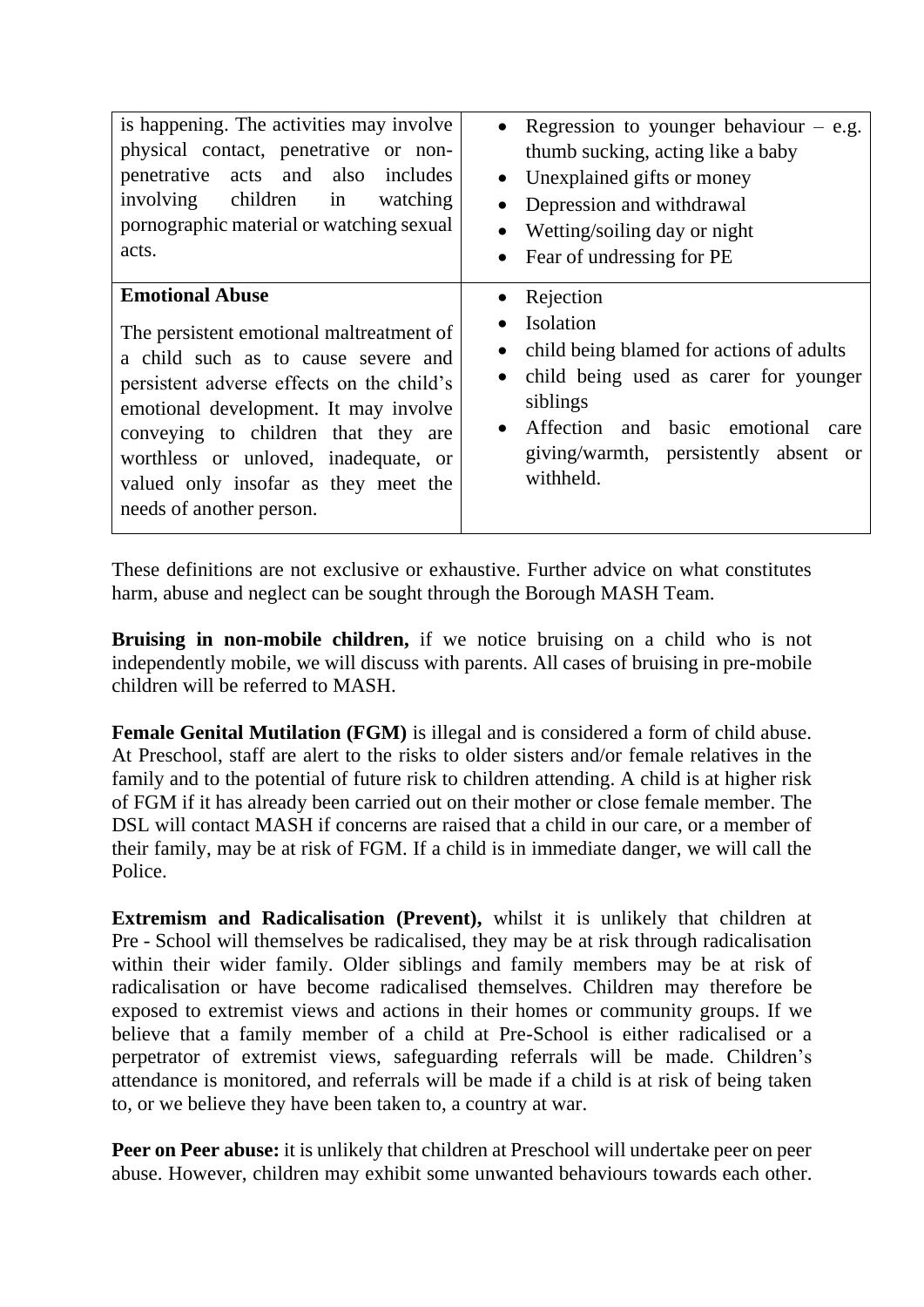| | |
|---|---|
| is happening. The activities may involve physical contact, penetrative or non-penetrative acts and also includes involving children in watching pornographic material or watching sexual acts. | • Regression to younger behaviour – e.g. thumb sucking, acting like a baby<br>• Unexplained gifts or money<br>• Depression and withdrawal<br>• Wetting/soiling day or night<br>• Fear of undressing for PE |
| **Emotional Abuse**<br><br>The persistent emotional maltreatment of a child such as to cause severe and persistent adverse effects on the child's emotional development. It may involve conveying to children that they are worthless or unloved, inadequate, or valued only insofar as they meet the needs of another person. | • Rejection<br>• Isolation<br>• child being blamed for actions of adults<br>• child being used as carer for younger siblings<br>• Affection and basic emotional care giving/warmth, persistently absent or withheld. |

These definitions are not exclusive or exhaustive. Further advice on what constitutes harm, abuse and neglect can be sought through the Borough MASH Team.

**Bruising in non-mobile children,** if we notice bruising on a child who is not independently mobile, we will discuss with parents. All cases of bruising in pre-mobile children will be referred to MASH.

**Female Genital Mutilation (FGM)** is illegal and is considered a form of child abuse. At Preschool, staff are alert to the risks to older sisters and/or female relatives in the family and to the potential of future risk to children attending. A child is at higher risk of FGM if it has already been carried out on their mother or close female member. The DSL will contact MASH if concerns are raised that a child in our care, or a member of their family, may be at risk of FGM. If a child is in immediate danger, we will call the Police.

**Extremism and Radicalisation (Prevent),** whilst it is unlikely that children at Pre - School will themselves be radicalised, they may be at risk through radicalisation within their wider family. Older siblings and family members may be at risk of radicalisation or have become radicalised themselves. Children may therefore be exposed to extremist views and actions in their homes or community groups. If we believe that a family member of a child at Pre-School is either radicalised or a perpetrator of extremist views, safeguarding referrals will be made. Children's attendance is monitored, and referrals will be made if a child is at risk of being taken to, or we believe they have been taken to, a country at war.

**Peer on Peer abuse:** it is unlikely that children at Preschool will undertake peer on peer abuse. However, children may exhibit some unwanted behaviours towards each other.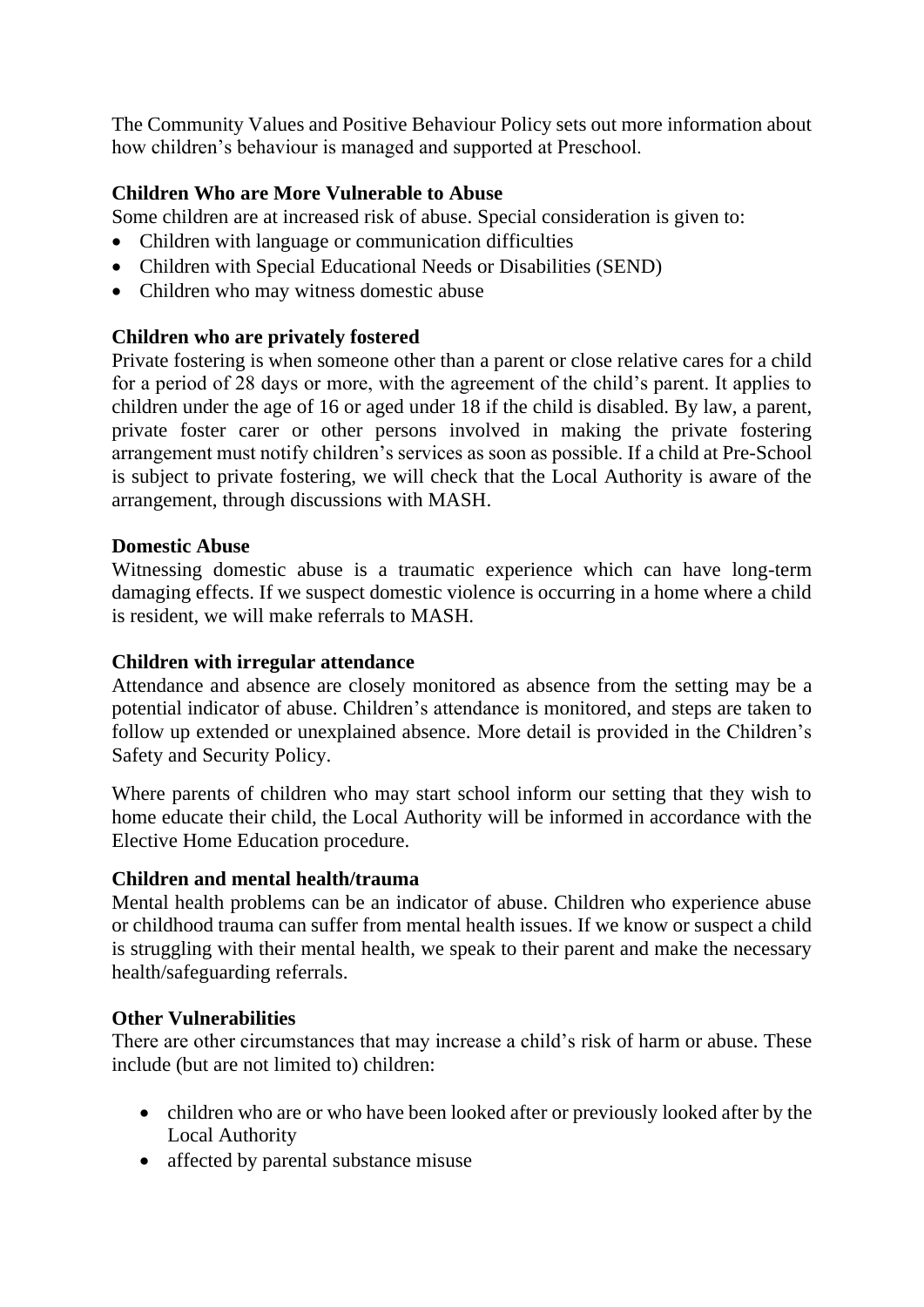The Community Values and Positive Behaviour Policy sets out more information about how children's behaviour is managed and supported at Preschool.

**Children Who are More Vulnerable to Abuse**

Some children are at increased risk of abuse. Special consideration is given to:

- Children with language or communication difficulties
- Children with Special Educational Needs or Disabilities (SEND)
- Children who may witness domestic abuse

**Children who are privately fostered**

Private fostering is when someone other than a parent or close relative cares for a child for a period of 28 days or more, with the agreement of the child's parent. It applies to children under the age of 16 or aged under 18 if the child is disabled. By law, a parent, private foster carer or other persons involved in making the private fostering arrangement must notify children's services as soon as possible. If a child at Pre-School is subject to private fostering, we will check that the Local Authority is aware of the arrangement, through discussions with MASH.

**Domestic Abuse**

Witnessing domestic abuse is a traumatic experience which can have long-term damaging effects. If we suspect domestic violence is occurring in a home where a child is resident, we will make referrals to MASH.

**Children with irregular attendance**

Attendance and absence are closely monitored as absence from the setting may be a potential indicator of abuse. Children's attendance is monitored, and steps are taken to follow up extended or unexplained absence. More detail is provided in the Children's Safety and Security Policy.

Where parents of children who may start school inform our setting that they wish to home educate their child, the Local Authority will be informed in accordance with the Elective Home Education procedure.

**Children and mental health/trauma**

Mental health problems can be an indicator of abuse. Children who experience abuse or childhood trauma can suffer from mental health issues. If we know or suspect a child is struggling with their mental health, we speak to their parent and make the necessary health/safeguarding referrals.

**Other Vulnerabilities**

There are other circumstances that may increase a child's risk of harm or abuse. These include (but are not limited to) children:

- children who are or who have been looked after or previously looked after by the Local Authority
- affected by parental substance misuse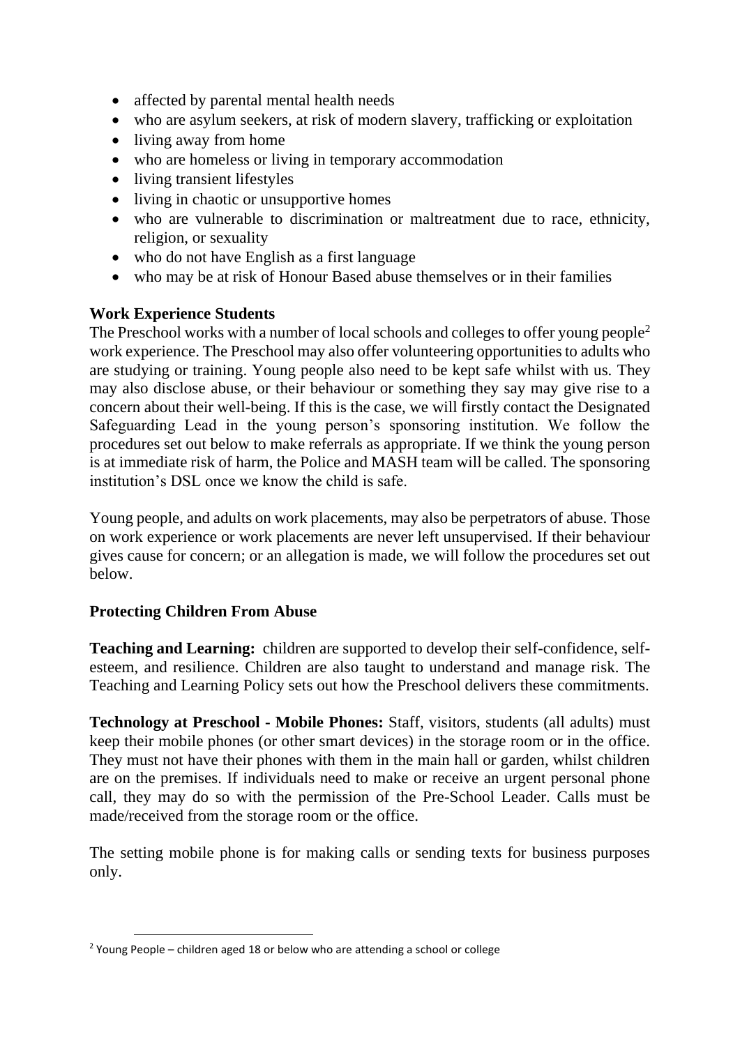- affected by parental mental health needs
- who are asylum seekers, at risk of modern slavery, trafficking or exploitation
- living away from home
- who are homeless or living in temporary accommodation
- living transient lifestyles
- living in chaotic or unsupportive homes
- who are vulnerable to discrimination or maltreatment due to race, ethnicity, religion, or sexuality
- who do not have English as a first language
- who may be at risk of Honour Based abuse themselves or in their families

**Work Experience Students**

The Preschool works with a number of local schools and colleges to offer young people[2] work experience. The Preschool may also offer volunteering opportunities to adults who are studying or training. Young people also need to be kept safe whilst with us. They may also disclose abuse, or their behaviour or something they say may give rise to a concern about their well-being. If this is the case, we will firstly contact the Designated Safeguarding Lead in the young person's sponsoring institution. We follow the procedures set out below to make referrals as appropriate. If we think the young person is at immediate risk of harm, the Police and MASH team will be called. The sponsoring institution's DSL once we know the child is safe.

Young people, and adults on work placements, may also be perpetrators of abuse. Those on work experience or work placements are never left unsupervised. If their behaviour gives cause for concern; or an allegation is made, we will follow the procedures set out below.

## Protecting Children From Abuse

**Teaching and Learning:** children are supported to develop their self-confidence, self-esteem, and resilience. Children are also taught to understand and manage risk. The Teaching and Learning Policy sets out how the Preschool delivers these commitments.

**Technology at Preschool - Mobile Phones:** Staff, visitors, students (all adults) must keep their mobile phones (or other smart devices) in the storage room or in the office. They must not have their phones with them in the main hall or garden, whilst children are on the premises. If individuals need to make or receive an urgent personal phone call, they may do so with the permission of the Pre-School Leader. Calls must be made/received from the storage room or the office.

The setting mobile phone is for making calls or sending texts for business purposes only.

[2] Young People – children aged 18 or below who are attending a school or college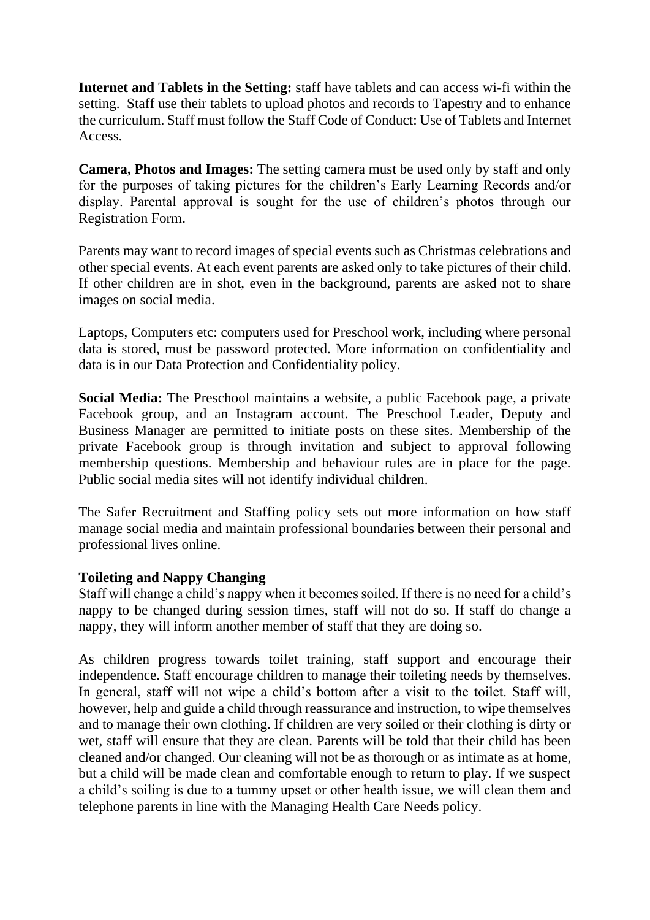**Internet and Tablets in the Setting:** staff have tablets and can access wi-fi within the setting. Staff use their tablets to upload photos and records to Tapestry and to enhance the curriculum. Staff must follow the Staff Code of Conduct: Use of Tablets and Internet Access.

**Camera, Photos and Images:** The setting camera must be used only by staff and only for the purposes of taking pictures for the children's Early Learning Records and/or display. Parental approval is sought for the use of children's photos through our Registration Form.

Parents may want to record images of special events such as Christmas celebrations and other special events. At each event parents are asked only to take pictures of their child. If other children are in shot, even in the background, parents are asked not to share images on social media.

Laptops, Computers etc: computers used for Preschool work, including where personal data is stored, must be password protected. More information on confidentiality and data is in our Data Protection and Confidentiality policy.

**Social Media:** The Preschool maintains a website, a public Facebook page, a private Facebook group, and an Instagram account. The Preschool Leader, Deputy and Business Manager are permitted to initiate posts on these sites. Membership of the private Facebook group is through invitation and subject to approval following membership questions. Membership and behaviour rules are in place for the page. Public social media sites will not identify individual children.

The Safer Recruitment and Staffing policy sets out more information on how staff manage social media and maintain professional boundaries between their personal and professional lives online.

**Toileting and Nappy Changing**

Staff will change a child's nappy when it becomes soiled. If there is no need for a child's nappy to be changed during session times, staff will not do so. If staff do change a nappy, they will inform another member of staff that they are doing so.

As children progress towards toilet training, staff support and encourage their independence. Staff encourage children to manage their toileting needs by themselves. In general, staff will not wipe a child's bottom after a visit to the toilet. Staff will, however, help and guide a child through reassurance and instruction, to wipe themselves and to manage their own clothing. If children are very soiled or their clothing is dirty or wet, staff will ensure that they are clean. Parents will be told that their child has been cleaned and/or changed. Our cleaning will not be as thorough or as intimate as at home, but a child will be made clean and comfortable enough to return to play. If we suspect a child's soiling is due to a tummy upset or other health issue, we will clean them and telephone parents in line with the Managing Health Care Needs policy.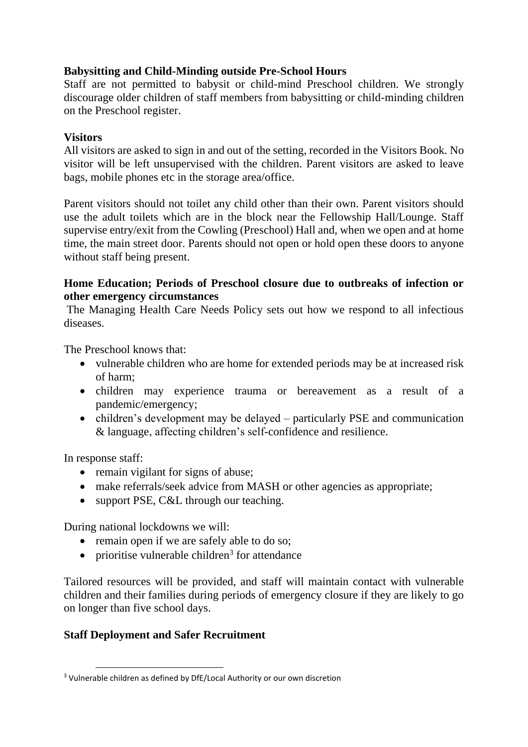**Babysitting and Child-Minding outside Pre-School Hours**

Staff are not permitted to babysit or child-mind Preschool children. We strongly discourage older children of staff members from babysitting or child-minding children on the Preschool register.

**Visitors**

All visitors are asked to sign in and out of the setting, recorded in the Visitors Book. No visitor will be left unsupervised with the children. Parent visitors are asked to leave bags, mobile phones etc in the storage area/office.

Parent visitors should not toilet any child other than their own. Parent visitors should use the adult toilets which are in the block near the Fellowship Hall/Lounge. Staff supervise entry/exit from the Cowling (Preschool) Hall and, when we open and at home time, the main street door. Parents should not open or hold open these doors to anyone without staff being present.

**Home Education; Periods of Preschool closure due to outbreaks of infection or other emergency circumstances**

The Managing Health Care Needs Policy sets out how we respond to all infectious diseases.

The Preschool knows that:

- vulnerable children who are home for extended periods may be at increased risk of harm;
- children may experience trauma or bereavement as a result of a pandemic/emergency;
- children's development may be delayed – particularly PSE and communication & language, affecting children's self-confidence and resilience.

In response staff:

- remain vigilant for signs of abuse;
- make referrals/seek advice from MASH or other agencies as appropriate;
- support PSE, C&L through our teaching.

During national lockdowns we will:

- remain open if we are safely able to do so;
- prioritise vulnerable children[3] for attendance

Tailored resources will be provided, and staff will maintain contact with vulnerable children and their families during periods of emergency closure if they are likely to go on longer than five school days.

**Staff Deployment and Safer Recruitment**

[3] Vulnerable children as defined by DfE/Local Authority or our own discretion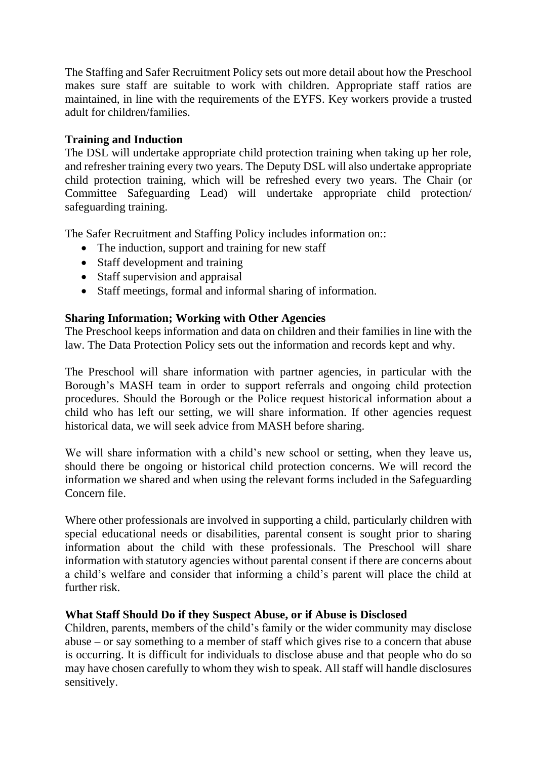The Staffing and Safer Recruitment Policy sets out more detail about how the Preschool makes sure staff are suitable to work with children. Appropriate staff ratios are maintained, in line with the requirements of the EYFS. Key workers provide a trusted adult for children/families.

**Training and Induction**

The DSL will undertake appropriate child protection training when taking up her role, and refresher training every two years. The Deputy DSL will also undertake appropriate child protection training, which will be refreshed every two years. The Chair (or Committee Safeguarding Lead) will undertake appropriate child protection/ safeguarding training.

The Safer Recruitment and Staffing Policy includes information on::

- The induction, support and training for new staff
- Staff development and training
- Staff supervision and appraisal
- Staff meetings, formal and informal sharing of information.

**Sharing Information; Working with Other Agencies**

The Preschool keeps information and data on children and their families in line with the law. The Data Protection Policy sets out the information and records kept and why.

The Preschool will share information with partner agencies, in particular with the Borough's MASH team in order to support referrals and ongoing child protection procedures. Should the Borough or the Police request historical information about a child who has left our setting, we will share information. If other agencies request historical data, we will seek advice from MASH before sharing.

We will share information with a child's new school or setting, when they leave us, should there be ongoing or historical child protection concerns. We will record the information we shared and when using the relevant forms included in the Safeguarding Concern file.

Where other professionals are involved in supporting a child, particularly children with special educational needs or disabilities, parental consent is sought prior to sharing information about the child with these professionals. The Preschool will share information with statutory agencies without parental consent if there are concerns about a child's welfare and consider that informing a child's parent will place the child at further risk.

**What Staff Should Do if they Suspect Abuse, or if Abuse is Disclosed**

Children, parents, members of the child's family or the wider community may disclose abuse – or say something to a member of staff which gives rise to a concern that abuse is occurring. It is difficult for individuals to disclose abuse and that people who do so may have chosen carefully to whom they wish to speak. All staff will handle disclosures sensitively.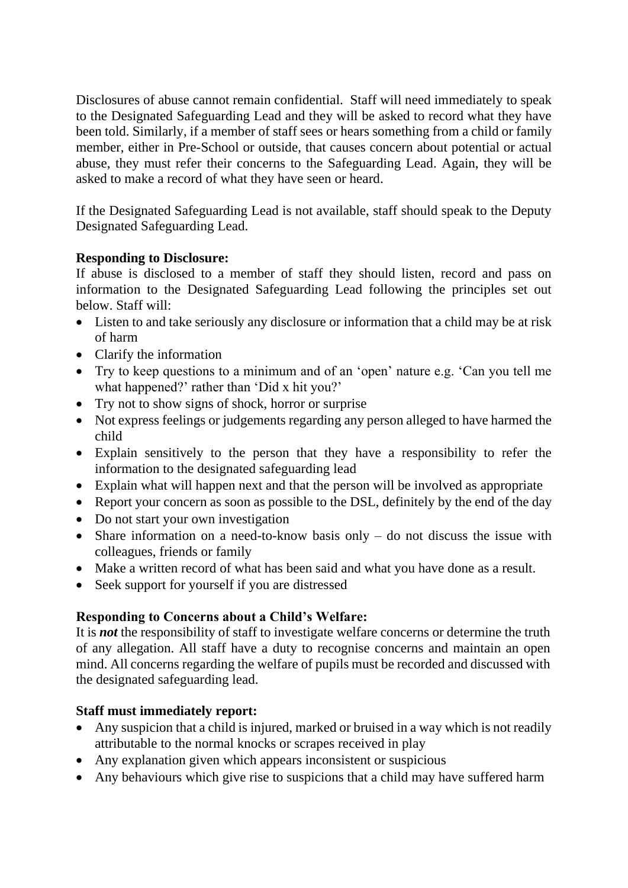Disclosures of abuse cannot remain confidential. Staff will need immediately to speak to the Designated Safeguarding Lead and they will be asked to record what they have been told. Similarly, if a member of staff sees or hears something from a child or family member, either in Pre-School or outside, that causes concern about potential or actual abuse, they must refer their concerns to the Safeguarding Lead. Again, they will be asked to make a record of what they have seen or heard.

If the Designated Safeguarding Lead is not available, staff should speak to the Deputy Designated Safeguarding Lead.

**Responding to Disclosure:**

If abuse is disclosed to a member of staff they should listen, record and pass on information to the Designated Safeguarding Lead following the principles set out below. Staff will:

- Listen to and take seriously any disclosure or information that a child may be at risk of harm
- Clarify the information
- Try to keep questions to a minimum and of an 'open' nature e.g. 'Can you tell me what happened?' rather than 'Did x hit you?'
- Try not to show signs of shock, horror or surprise
- Not express feelings or judgements regarding any person alleged to have harmed the child
- Explain sensitively to the person that they have a responsibility to refer the information to the designated safeguarding lead
- Explain what will happen next and that the person will be involved as appropriate
- Report your concern as soon as possible to the DSL, definitely by the end of the day
- Do not start your own investigation
- Share information on a need-to-know basis only – do not discuss the issue with colleagues, friends or family
- Make a written record of what has been said and what you have done as a result.
- Seek support for yourself if you are distressed

**Responding to Concerns about a Child's Welfare:**

It is ***not*** the responsibility of staff to investigate welfare concerns or determine the truth of any allegation. All staff have a duty to recognise concerns and maintain an open mind. All concerns regarding the welfare of pupils must be recorded and discussed with the designated safeguarding lead.

**Staff must immediately report:**

- Any suspicion that a child is injured, marked or bruised in a way which is not readily attributable to the normal knocks or scrapes received in play
- Any explanation given which appears inconsistent or suspicious
- Any behaviours which give rise to suspicions that a child may have suffered harm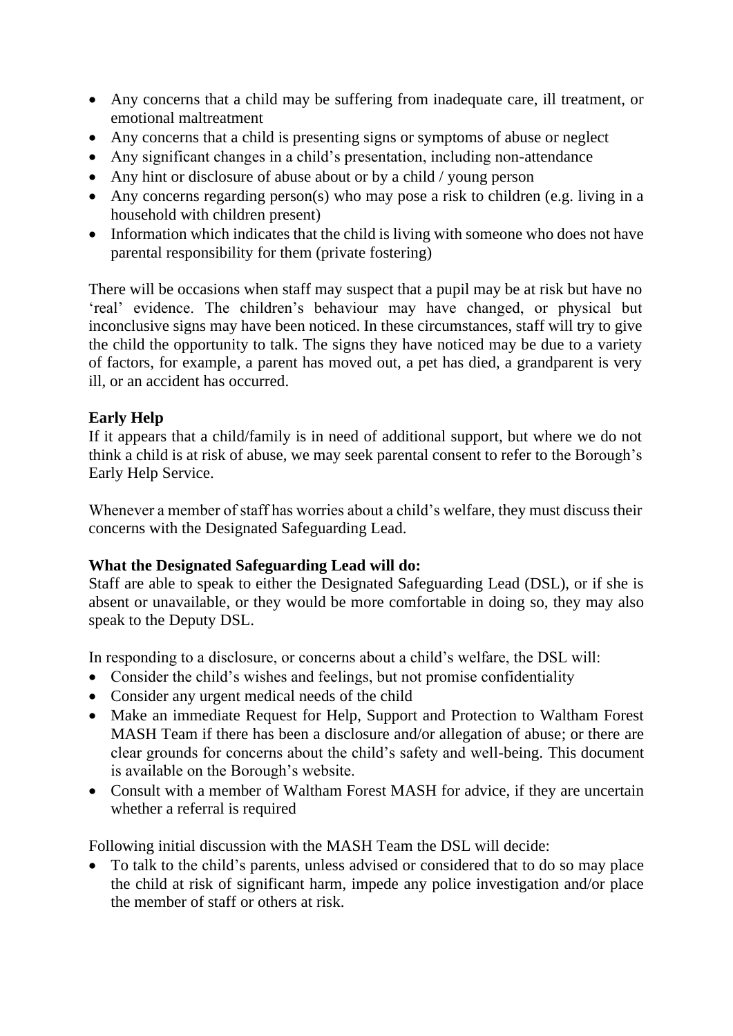- Any concerns that a child may be suffering from inadequate care, ill treatment, or emotional maltreatment
- Any concerns that a child is presenting signs or symptoms of abuse or neglect
- Any significant changes in a child's presentation, including non-attendance
- Any hint or disclosure of abuse about or by a child / young person
- Any concerns regarding person(s) who may pose a risk to children (e.g. living in a household with children present)
- Information which indicates that the child is living with someone who does not have parental responsibility for them (private fostering)

There will be occasions when staff may suspect that a pupil may be at risk but have no 'real' evidence. The children's behaviour may have changed, or physical but inconclusive signs may have been noticed. In these circumstances, staff will try to give the child the opportunity to talk. The signs they have noticed may be due to a variety of factors, for example, a parent has moved out, a pet has died, a grandparent is very ill, or an accident has occurred.

**Early Help**

If it appears that a child/family is in need of additional support, but where we do not think a child is at risk of abuse, we may seek parental consent to refer to the Borough's Early Help Service.

Whenever a member of staff has worries about a child's welfare, they must discuss their concerns with the Designated Safeguarding Lead.

**What the Designated Safeguarding Lead will do:**

Staff are able to speak to either the Designated Safeguarding Lead (DSL), or if she is absent or unavailable, or they would be more comfortable in doing so, they may also speak to the Deputy DSL.

In responding to a disclosure, or concerns about a child's welfare, the DSL will:

- Consider the child's wishes and feelings, but not promise confidentiality
- Consider any urgent medical needs of the child
- Make an immediate Request for Help, Support and Protection to Waltham Forest MASH Team if there has been a disclosure and/or allegation of abuse; or there are clear grounds for concerns about the child's safety and well-being. This document is available on the Borough's website.
- Consult with a member of Waltham Forest MASH for advice, if they are uncertain whether a referral is required

Following initial discussion with the MASH Team the DSL will decide:

- To talk to the child's parents, unless advised or considered that to do so may place the child at risk of significant harm, impede any police investigation and/or place the member of staff or others at risk.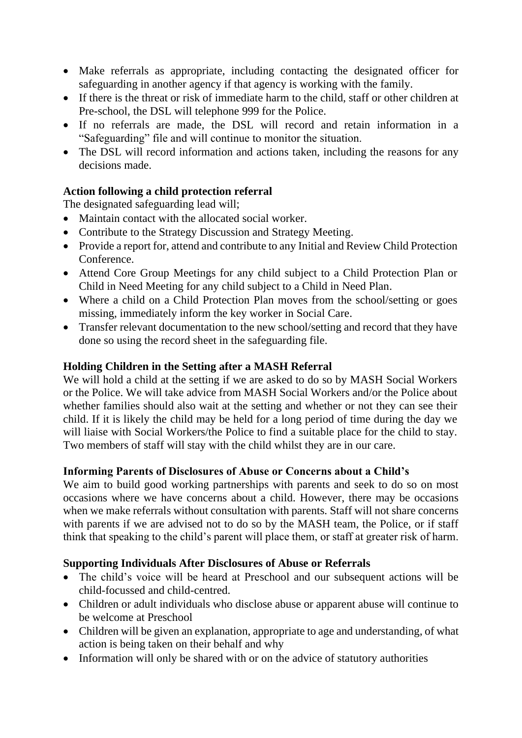- Make referrals as appropriate, including contacting the designated officer for safeguarding in another agency if that agency is working with the family.
- If there is the threat or risk of immediate harm to the child, staff or other children at Pre-school, the DSL will telephone 999 for the Police.
- If no referrals are made, the DSL will record and retain information in a "Safeguarding" file and will continue to monitor the situation.
- The DSL will record information and actions taken, including the reasons for any decisions made.

**Action following a child protection referral**

The designated safeguarding lead will;

- Maintain contact with the allocated social worker.
- Contribute to the Strategy Discussion and Strategy Meeting.
- Provide a report for, attend and contribute to any Initial and Review Child Protection Conference.
- Attend Core Group Meetings for any child subject to a Child Protection Plan or Child in Need Meeting for any child subject to a Child in Need Plan.
- Where a child on a Child Protection Plan moves from the school/setting or goes missing, immediately inform the key worker in Social Care.
- Transfer relevant documentation to the new school/setting and record that they have done so using the record sheet in the safeguarding file.

**Holding Children in the Setting after a MASH Referral**

We will hold a child at the setting if we are asked to do so by MASH Social Workers or the Police. We will take advice from MASH Social Workers and/or the Police about whether families should also wait at the setting and whether or not they can see their child. If it is likely the child may be held for a long period of time during the day we will liaise with Social Workers/the Police to find a suitable place for the child to stay. Two members of staff will stay with the child whilst they are in our care.

**Informing Parents of Disclosures of Abuse or Concerns about a Child's**

We aim to build good working partnerships with parents and seek to do so on most occasions where we have concerns about a child. However, there may be occasions when we make referrals without consultation with parents. Staff will not share concerns with parents if we are advised not to do so by the MASH team, the Police, or if staff think that speaking to the child's parent will place them, or staff at greater risk of harm.

**Supporting Individuals After Disclosures of Abuse or Referrals**

- The child's voice will be heard at Preschool and our subsequent actions will be child-focussed and child-centred.
- Children or adult individuals who disclose abuse or apparent abuse will continue to be welcome at Preschool
- Children will be given an explanation, appropriate to age and understanding, of what action is being taken on their behalf and why
- Information will only be shared with or on the advice of statutory authorities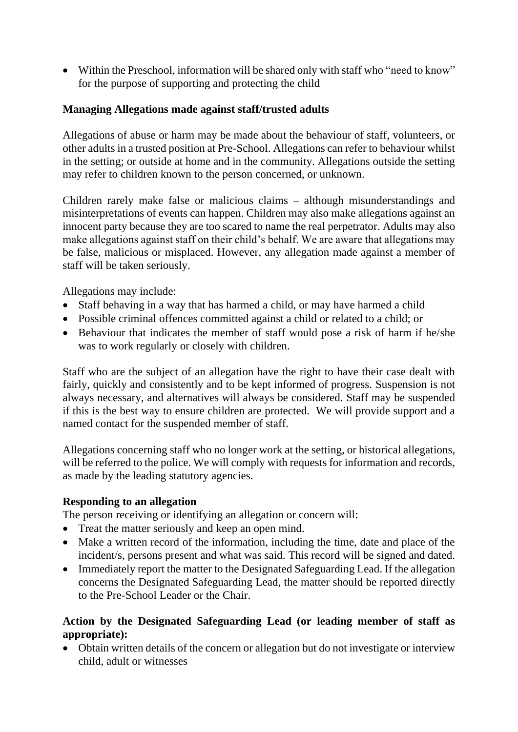- Within the Preschool, information will be shared only with staff who "need to know" for the purpose of supporting and protecting the child

**Managing Allegations made against staff/trusted adults**

Allegations of abuse or harm may be made about the behaviour of staff, volunteers, or other adults in a trusted position at Pre-School. Allegations can refer to behaviour whilst in the setting; or outside at home and in the community. Allegations outside the setting may refer to children known to the person concerned, or unknown.

Children rarely make false or malicious claims – although misunderstandings and misinterpretations of events can happen. Children may also make allegations against an innocent party because they are too scared to name the real perpetrator. Adults may also make allegations against staff on their child's behalf. We are aware that allegations may be false, malicious or misplaced. However, any allegation made against a member of staff will be taken seriously.

Allegations may include:

- Staff behaving in a way that has harmed a child, or may have harmed a child
- Possible criminal offences committed against a child or related to a child; or
- Behaviour that indicates the member of staff would pose a risk of harm if he/she was to work regularly or closely with children.

Staff who are the subject of an allegation have the right to have their case dealt with fairly, quickly and consistently and to be kept informed of progress. Suspension is not always necessary, and alternatives will always be considered. Staff may be suspended if this is the best way to ensure children are protected. We will provide support and a named contact for the suspended member of staff.

Allegations concerning staff who no longer work at the setting, or historical allegations, will be referred to the police. We will comply with requests for information and records, as made by the leading statutory agencies.

**Responding to an allegation**

The person receiving or identifying an allegation or concern will:

- Treat the matter seriously and keep an open mind.
- Make a written record of the information, including the time, date and place of the incident/s, persons present and what was said. This record will be signed and dated.
- Immediately report the matter to the Designated Safeguarding Lead. If the allegation concerns the Designated Safeguarding Lead, the matter should be reported directly to the Pre-School Leader or the Chair.

**Action by the Designated Safeguarding Lead (or leading member of staff as appropriate):**

- Obtain written details of the concern or allegation but do not investigate or interview child, adult or witnesses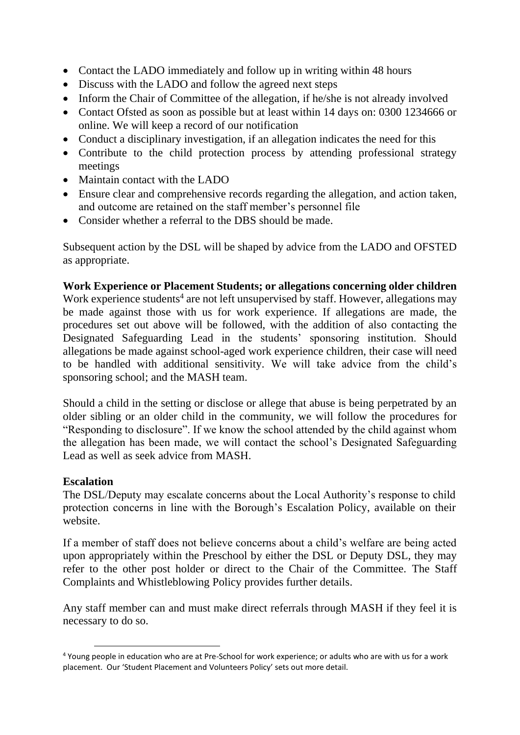- Contact the LADO immediately and follow up in writing within 48 hours
- Discuss with the LADO and follow the agreed next steps
- Inform the Chair of Committee of the allegation, if he/she is not already involved
- Contact Ofsted as soon as possible but at least within 14 days on: 0300 1234666 or online. We will keep a record of our notification
- Conduct a disciplinary investigation, if an allegation indicates the need for this
- Contribute to the child protection process by attending professional strategy meetings
- Maintain contact with the LADO
- Ensure clear and comprehensive records regarding the allegation, and action taken, and outcome are retained on the staff member's personnel file
- Consider whether a referral to the DBS should be made.

Subsequent action by the DSL will be shaped by advice from the LADO and OFSTED as appropriate.

**Work Experience or Placement Students; or allegations concerning older children**

Work experience students[4] are not left unsupervised by staff. However, allegations may be made against those with us for work experience. If allegations are made, the procedures set out above will be followed, with the addition of also contacting the Designated Safeguarding Lead in the students' sponsoring institution. Should allegations be made against school-aged work experience children, their case will need to be handled with additional sensitivity. We will take advice from the child's sponsoring school; and the MASH team.

Should a child in the setting or disclose or allege that abuse is being perpetrated by an older sibling or an older child in the community, we will follow the procedures for "Responding to disclosure". If we know the school attended by the child against whom the allegation has been made, we will contact the school's Designated Safeguarding Lead as well as seek advice from MASH.

**Escalation**

The DSL/Deputy may escalate concerns about the Local Authority's response to child protection concerns in line with the Borough's Escalation Policy, available on their website.

If a member of staff does not believe concerns about a child's welfare are being acted upon appropriately within the Preschool by either the DSL or Deputy DSL, they may refer to the other post holder or direct to the Chair of the Committee. The Staff Complaints and Whistleblowing Policy provides further details.

Any staff member can and must make direct referrals through MASH if they feel it is necessary to do so.

[4] Young people in education who are at Pre-School for work experience; or adults who are with us for a work placement. Our 'Student Placement and Volunteers Policy' sets out more detail.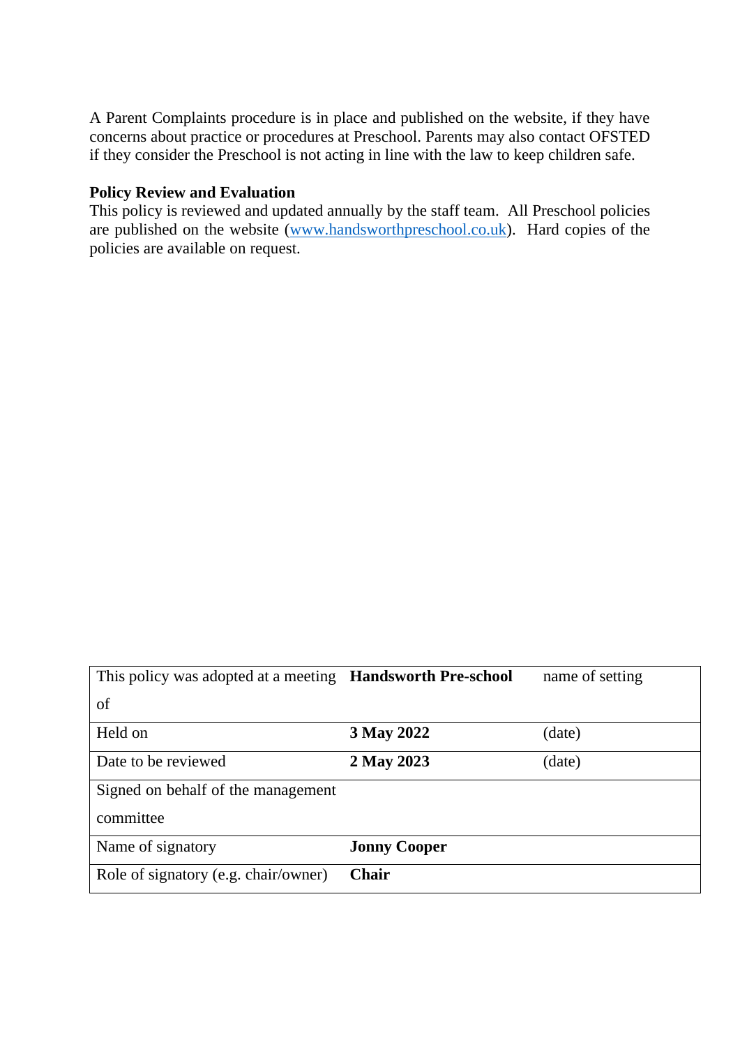A Parent Complaints procedure is in place and published on the website, if they have concerns about practice or procedures at Preschool. Parents may also contact OFSTED if they consider the Preschool is not acting in line with the law to keep children safe.

**Policy Review and Evaluation**
This policy is reviewed and updated annually by the staff team. All Preschool policies are published on the website (www.handsworthpreschool.co.uk). Hard copies of the policies are available on request.

| This policy was adopted at a meeting of | **Handsworth Pre-school** | name of setting |
|---|---|---|
| Held on | **3 May 2022** | (date) |
| Date to be reviewed | **2 May 2023** | (date) |
| Signed on behalf of the management committee | | |
| Name of signatory | **Jonny Cooper** | |
| Role of signatory (e.g. chair/owner) | **Chair** | |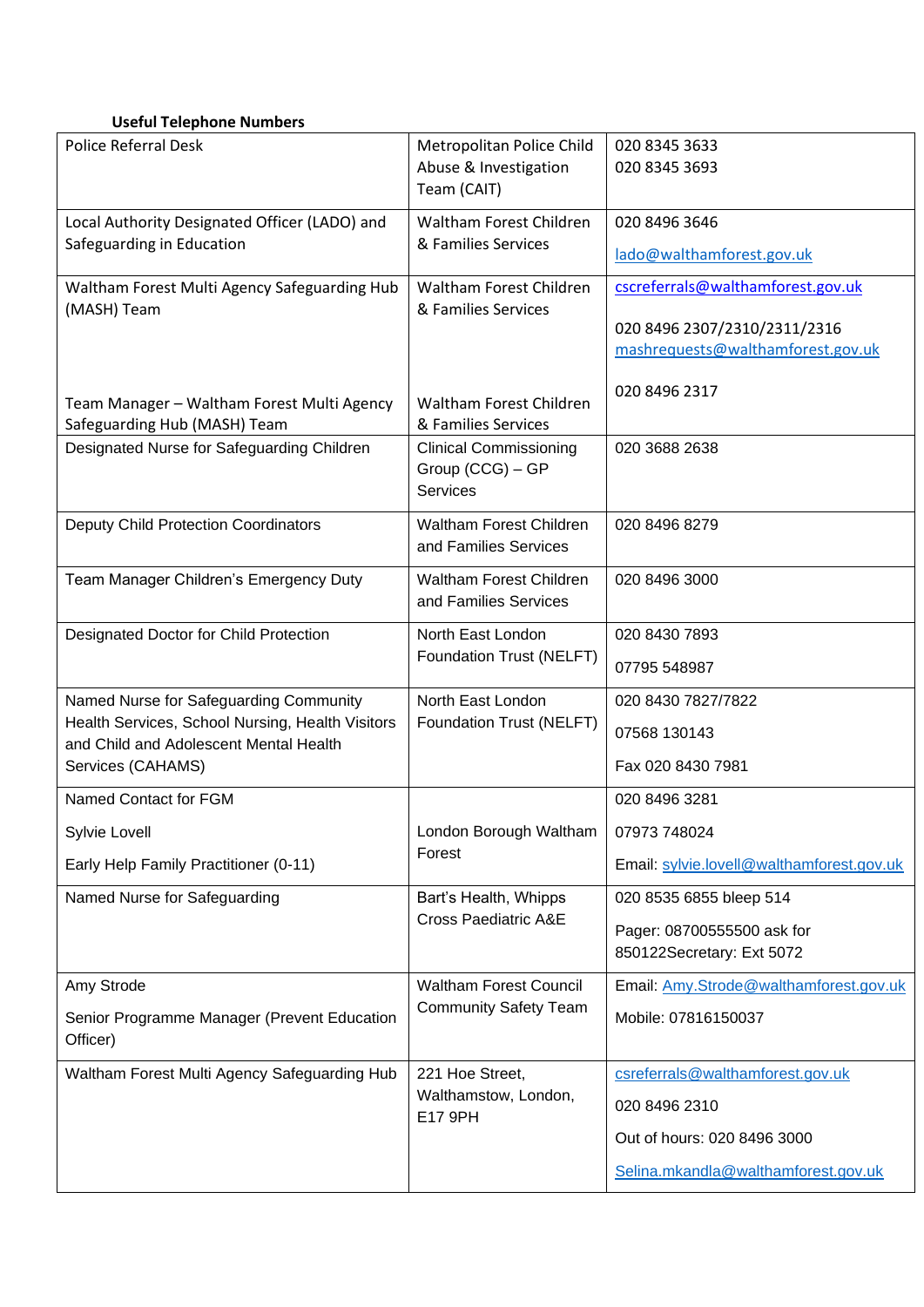**Useful Telephone Numbers**

| | | |
|---|---|---|
| Police Referral Desk | Metropolitan Police Child Abuse & Investigation Team (CAIT) | 020 8345 3633<br>020 8345 3693 |
| Local Authority Designated Officer (LADO) and Safeguarding in Education | Waltham Forest Children & Families Services | 020 8496 3646<br>lado@walthamforest.gov.uk |
| Waltham Forest Multi Agency Safeguarding Hub (MASH) Team | Waltham Forest Children & Families Services | cscreferrals@walthamforest.gov.uk<br>020 8496 2307/2310/2311/2316<br>mashrequests@walthamforest.gov.uk |
| Team Manager – Waltham Forest Multi Agency Safeguarding Hub (MASH) Team | Waltham Forest Children & Families Services | 020 8496 2317 |
| Designated Nurse for Safeguarding Children | Clinical Commissioning Group (CCG) – GP Services | 020 3688 2638 |
| Deputy Child Protection Coordinators | Waltham Forest Children and Families Services | 020 8496 8279 |
| Team Manager Children's Emergency Duty | Waltham Forest Children and Families Services | 020 8496 3000 |
| Designated Doctor for Child Protection | North East London Foundation Trust (NELFT) | 020 8430 7893<br>07795 548987 |
| Named Nurse for Safeguarding Community Health Services, School Nursing, Health Visitors and Child and Adolescent Mental Health Services (CAHAMS) | North East London Foundation Trust (NELFT) | 020 8430 7827/7822<br>07568 130143<br>Fax 020 8430 7981 |
| Named Contact for FGM<br>Sylvie Lovell<br>Early Help Family Practitioner (0-11) | London Borough Waltham Forest | 020 8496 3281<br>07973 748024<br>Email: sylvie.lovell@walthamforest.gov.uk |
| Named Nurse for Safeguarding | Bart's Health, Whipps Cross Paediatric A&E | 020 8535 6855 bleep 514<br>Pager: 08700555500 ask for 850122Secretary: Ext 5072 |
| Amy Strode<br>Senior Programme Manager (Prevent Education Officer) | Waltham Forest Council Community Safety Team | Email: Amy.Strode@walthamforest.gov.uk<br>Mobile: 07816150037 |
| Waltham Forest Multi Agency Safeguarding Hub | 221 Hoe Street, Walthamstow, London, E17 9PH | csreferrals@walthamforest.gov.uk<br>020 8496 2310<br>Out of hours: 020 8496 3000<br>Selina.mkandla@walthamforest.gov.uk |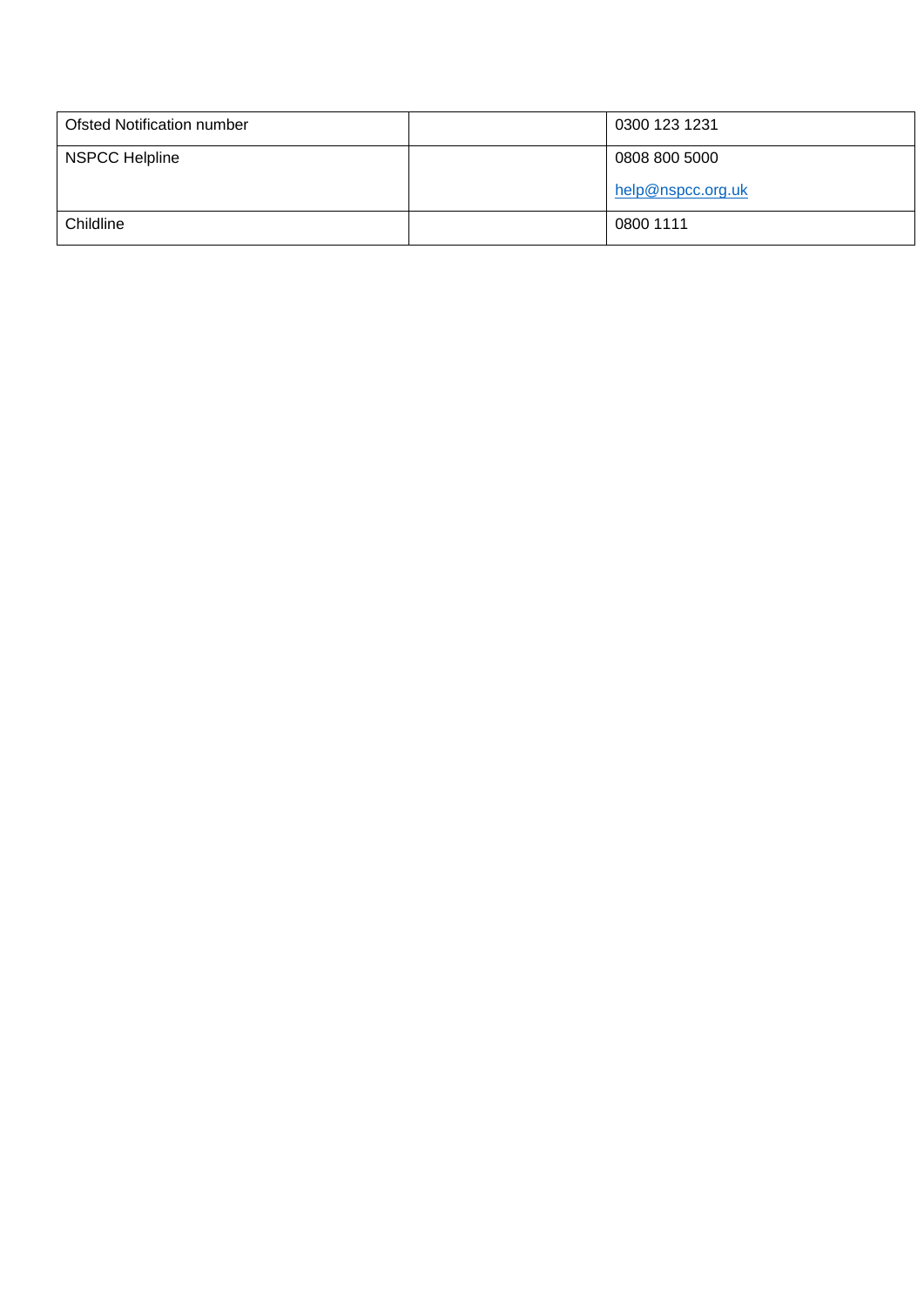| | | |
|---|---|---|
| Ofsted Notification number | | 0300 123 1231 |
| NSPCC Helpline | | 0808 800 5000<br>help@nspcc.org.uk |
| Childline | | 0800 1111 |